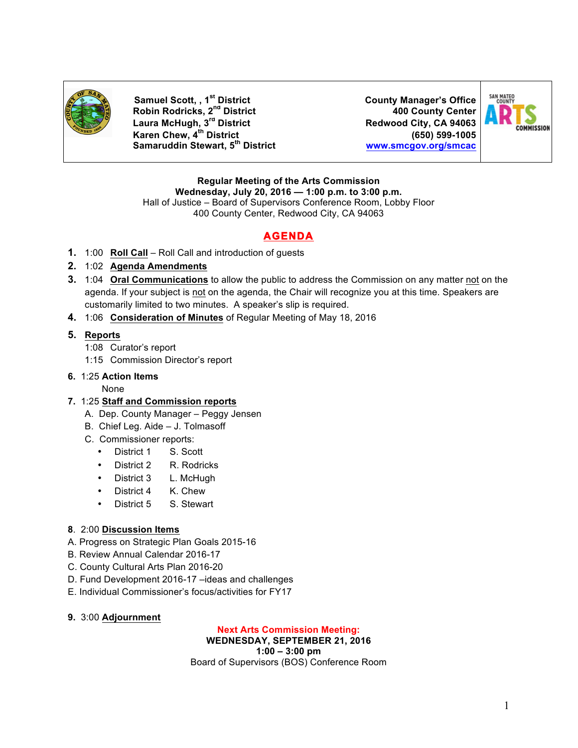**Samuel Scott, , 1st District**
**Robin Rodricks, 2nd District**
**Laura McHugh, 3rd District**
**Karen Chew, 4th District**
**Samaruddin Stewart, 5th District**

**County Manager's Office**
**400 County Center**
**Redwood City, CA 94063**
**(650) 599-1005**
**www.smcgov.org/smcac**

**Regular Meeting of the Arts Commission**
**Wednesday, July 20, 2016 — 1:00 p.m. to 3:00 p.m.**
Hall of Justice – Board of Supervisors Conference Room, Lobby Floor
400 County Center, Redwood City, CA 94063

# AGENDA

1. 1:00 **Roll Call** – Roll Call and introduction of guests
2. 1:02 **Agenda Amendments**
3. 1:04 **Oral Communications** to allow the public to address the Commission on any matter not on the agenda. If your subject is not on the agenda, the Chair will recognize you at this time. Speakers are customarily limited to two minutes. A speaker's slip is required.
4. 1:06 **Consideration of Minutes** of Regular Meeting of May 18, 2016
5. **Reports**
   - 1:08 Curator's report
   - 1:15 Commission Director's report
6. 1:25 **Action Items**
   - None
7. 1:25 **Staff and Commission reports**
   - A. Dep. County Manager – Peggy Jensen
   - B. Chief Leg. Aide – J. Tolmasoff
   - C. Commissioner reports:
     - District 1 S. Scott
     - District 2 R. Rodricks
     - District 3 L. McHugh
     - District 4 K. Chew
     - District 5 S. Stewart

8. 2:00 **Discussion Items**

A. Progress on Strategic Plan Goals 2015-16
B. Review Annual Calendar 2016-17
C. County Cultural Arts Plan 2016-20
D. Fund Development 2016-17 –ideas and challenges
E. Individual Commissioner's focus/activities for FY17

9. 3:00 **Adjournment**

**Next Arts Commission Meeting:**
**WEDNESDAY, SEPTEMBER 21, 2016**
**1:00 – 3:00 pm**
Board of Supervisors (BOS) Conference Room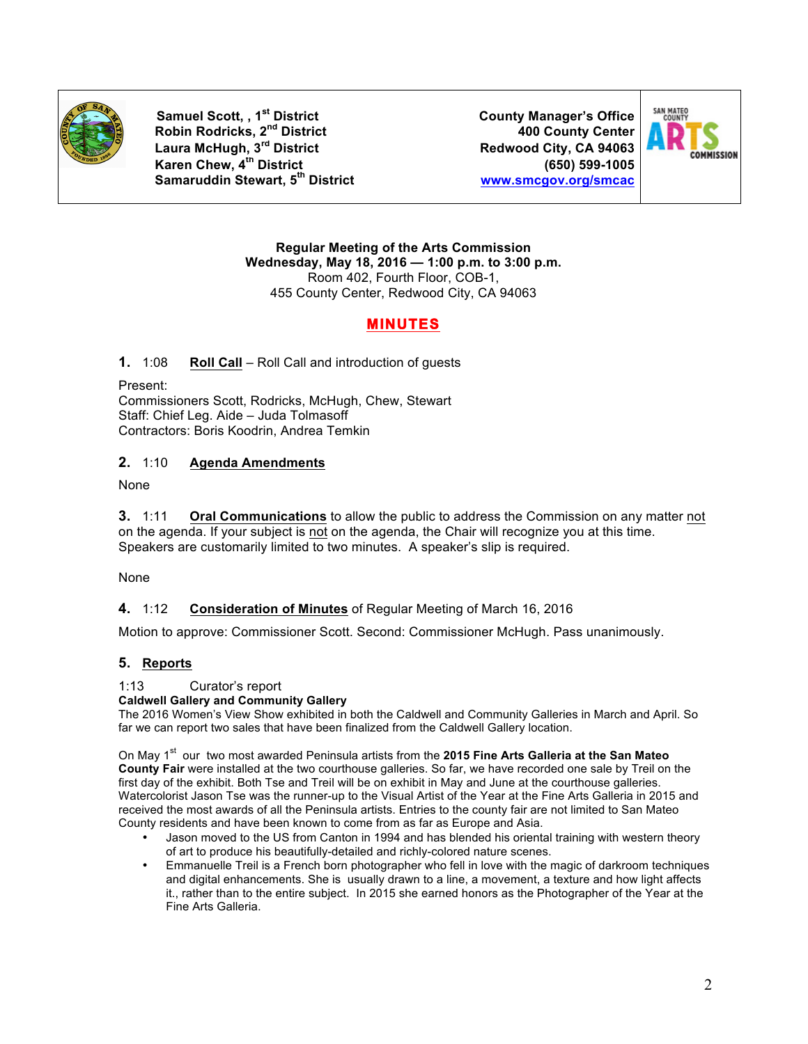Samuel Scott, , 1st District
Robin Rodricks, 2nd District
Laura McHugh, 3rd District
Karen Chew, 4th District
Samaruddin Stewart, 5th District

County Manager's Office
400 County Center
Redwood City, CA 94063
(650) 599-1005
www.smcgov.org/smcac

**Regular Meeting of the Arts Commission**
**Wednesday, May 18, 2016 — 1:00 p.m. to 3:00 p.m.**
Room 402, Fourth Floor, COB-1,
455 County Center, Redwood City, CA 94063

## MINUTES

**1.** 1:08 **Roll Call** – Roll Call and introduction of guests

Present:
Commissioners Scott, Rodricks, McHugh, Chew, Stewart
Staff: Chief Leg. Aide – Juda Tolmasoff
Contractors: Boris Koodrin, Andrea Temkin

**2.** 1:10 **Agenda Amendments**

None

**3.** 1:11 **Oral Communications** to allow the public to address the Commission on any matter not on the agenda. If your subject is not on the agenda, the Chair will recognize you at this time. Speakers are customarily limited to two minutes. A speaker's slip is required.

None

**4.** 1:12 **Consideration of Minutes** of Regular Meeting of March 16, 2016

Motion to approve: Commissioner Scott. Second: Commissioner McHugh. Pass unanimously.

**5. Reports**

1:13 Curator's report

**Caldwell Gallery and Community Gallery**

The 2016 Women's View Show exhibited in both the Caldwell and Community Galleries in March and April. So far we can report two sales that have been finalized from the Caldwell Gallery location.

On May 1st our two most awarded Peninsula artists from the **2015 Fine Arts Galleria at the San Mateo County Fair** were installed at the two courthouse galleries. So far, we have recorded one sale by Treil on the first day of the exhibit. Both Tse and Treil will be on exhibit in May and June at the courthouse galleries. Watercolorist Jason Tse was the runner-up to the Visual Artist of the Year at the Fine Arts Galleria in 2015 and received the most awards of all the Peninsula artists. Entries to the county fair are not limited to San Mateo County residents and have been known to come from as far as Europe and Asia.

- Jason moved to the US from Canton in 1994 and has blended his oriental training with western theory of art to produce his beautifully-detailed and richly-colored nature scenes.
- Emmanuelle Treil is a French born photographer who fell in love with the magic of darkroom techniques and digital enhancements. She is usually drawn to a line, a movement, a texture and how light affects it., rather than to the entire subject. In 2015 she earned honors as the Photographer of the Year at the Fine Arts Galleria.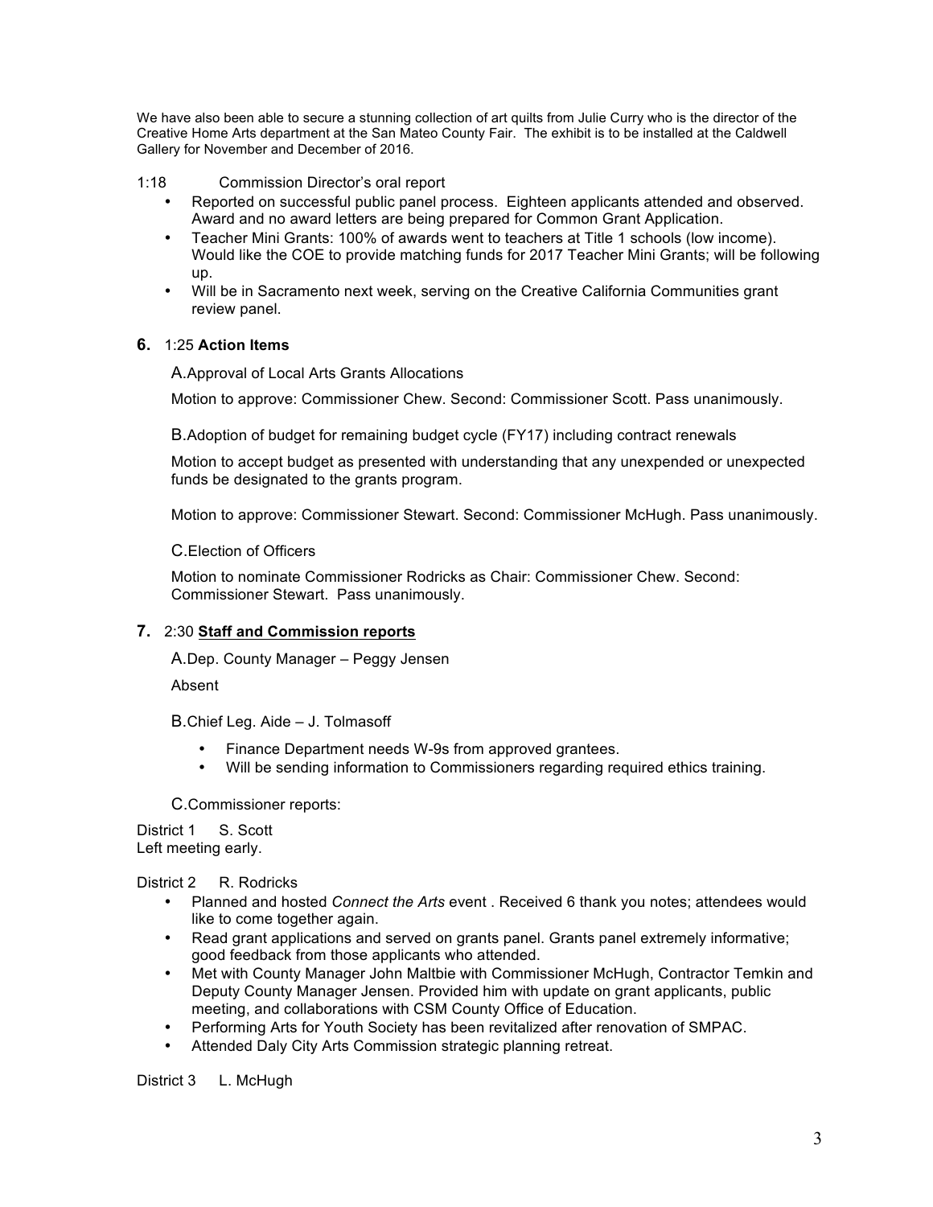We have also been able to secure a stunning collection of art quilts from Julie Curry who is the director of the Creative Home Arts department at the San Mateo County Fair. The exhibit is to be installed at the Caldwell Gallery for November and December of 2016.

1:18 Commission Director's oral report

- Reported on successful public panel process. Eighteen applicants attended and observed. Award and no award letters are being prepared for Common Grant Application.
- Teacher Mini Grants: 100% of awards went to teachers at Title 1 schools (low income). Would like the COE to provide matching funds for 2017 Teacher Mini Grants; will be following up.
- Will be in Sacramento next week, serving on the Creative California Communities grant review panel.

**6.** 1:25 **Action Items**

A. Approval of Local Arts Grants Allocations

Motion to approve: Commissioner Chew. Second: Commissioner Scott. Pass unanimously.

B. Adoption of budget for remaining budget cycle (FY17) including contract renewals

Motion to accept budget as presented with understanding that any unexpended or unexpected funds be designated to the grants program.

Motion to approve: Commissioner Stewart. Second: Commissioner McHugh. Pass unanimously.

C. Election of Officers

Motion to nominate Commissioner Rodricks as Chair: Commissioner Chew. Second: Commissioner Stewart. Pass unanimously.

**7.** 2:30 **Staff and Commission reports**

A. Dep. County Manager – Peggy Jensen

Absent

B. Chief Leg. Aide – J. Tolmasoff

- Finance Department needs W-9s from approved grantees.
- Will be sending information to Commissioners regarding required ethics training.

C. Commissioner reports:

District 1 S. Scott
Left meeting early.

District 2 R. Rodricks

- Planned and hosted *Connect the Arts* event . Received 6 thank you notes; attendees would like to come together again.
- Read grant applications and served on grants panel. Grants panel extremely informative; good feedback from those applicants who attended.
- Met with County Manager John Maltbie with Commissioner McHugh, Contractor Temkin and Deputy County Manager Jensen. Provided him with update on grant applicants, public meeting, and collaborations with CSM County Office of Education.
- Performing Arts for Youth Society has been revitalized after renovation of SMPAC.
- Attended Daly City Arts Commission strategic planning retreat.

District 3 L. McHugh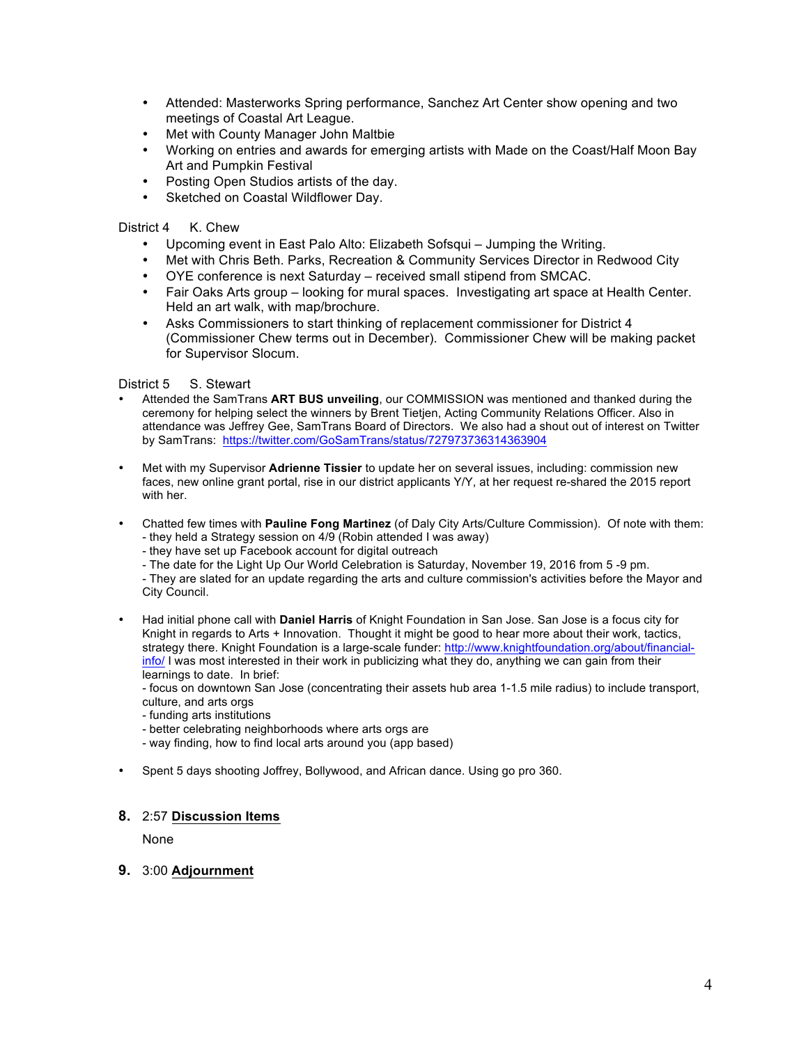- Attended: Masterworks Spring performance, Sanchez Art Center show opening and two meetings of Coastal Art League.
- Met with County Manager John Maltbie
- Working on entries and awards for emerging artists with Made on the Coast/Half Moon Bay Art and Pumpkin Festival
- Posting Open Studios artists of the day.
- Sketched on Coastal Wildflower Day.

District 4 K. Chew

- Upcoming event in East Palo Alto: Elizabeth Sofsqui – Jumping the Writing.
- Met with Chris Beth. Parks, Recreation & Community Services Director in Redwood City
- OYE conference is next Saturday – received small stipend from SMCAC.
- Fair Oaks Arts group – looking for mural spaces. Investigating art space at Health Center. Held an art walk, with map/brochure.
- Asks Commissioners to start thinking of replacement commissioner for District 4 (Commissioner Chew terms out in December). Commissioner Chew will be making packet for Supervisor Slocum.

District 5 S. Stewart

- Attended the SamTrans **ART BUS unveiling**, our COMMISSION was mentioned and thanked during the ceremony for helping select the winners by Brent Tietjen, Acting Community Relations Officer. Also in attendance was Jeffrey Gee, SamTrans Board of Directors. We also had a shout out of interest on Twitter by SamTrans: https://twitter.com/GoSamTrans/status/727973736314363904

- Met with my Supervisor **Adrienne Tissier** to update her on several issues, including: commission new faces, new online grant portal, rise in our district applicants Y/Y, at her request re-shared the 2015 report with her.

- Chatted few times with **Pauline Fong Martinez** (of Daly City Arts/Culture Commission). Of note with them:
  - they held a Strategy session on 4/9 (Robin attended I was away)
  - they have set up Facebook account for digital outreach
  - The date for the Light Up Our World Celebration is Saturday, November 19, 2016 from 5 -9 pm.
  - They are slated for an update regarding the arts and culture commission's activities before the Mayor and City Council.

- Had initial phone call with **Daniel Harris** of Knight Foundation in San Jose. San Jose is a focus city for Knight in regards to Arts + Innovation. Thought it might be good to hear more about their work, tactics, strategy there. Knight Foundation is a large-scale funder: http://www.knightfoundation.org/about/financial-info/ I was most interested in their work in publicizing what they do, anything we can gain from their learnings to date. In brief:
  - focus on downtown San Jose (concentrating their assets hub area 1-1.5 mile radius) to include transport, culture, and arts orgs
  - funding arts institutions
  - better celebrating neighborhoods where arts orgs are
  - way finding, how to find local arts around you (app based)

- Spent 5 days shooting Joffrey, Bollywood, and African dance. Using go pro 360.

**8.** 2:57 **Discussion Items**

None

**9.** 3:00 **Adjournment**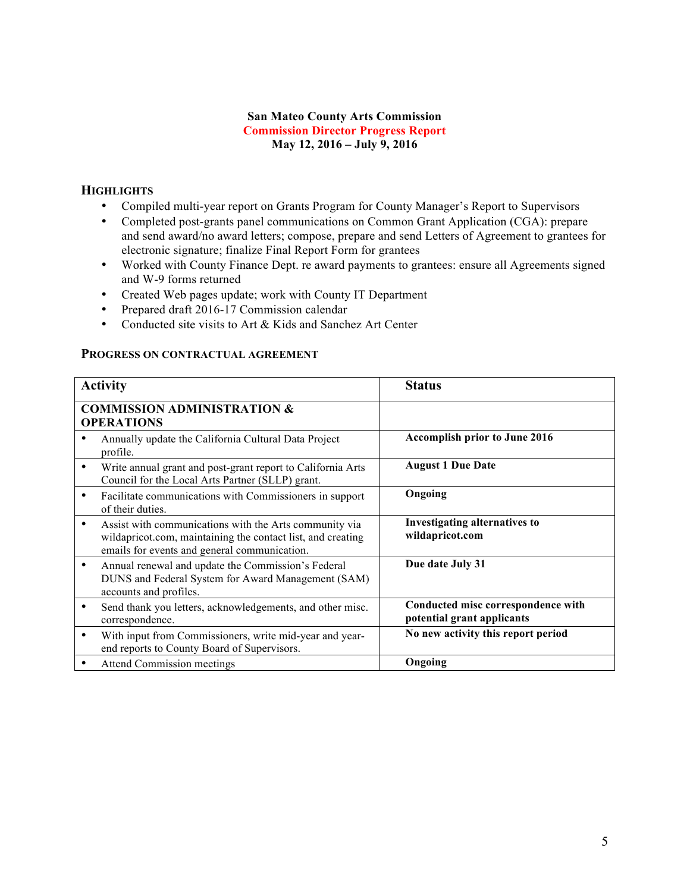**San Mateo County Arts Commission**
**Commission Director Progress Report**
**May 12, 2016 – July 9, 2016**

## HIGHLIGHTS

- Compiled multi-year report on Grants Program for County Manager's Report to Supervisors
- Completed post-grants panel communications on Common Grant Application (CGA): prepare and send award/no award letters; compose, prepare and send Letters of Agreement to grantees for electronic signature; finalize Final Report Form for grantees
- Worked with County Finance Dept. re award payments to grantees: ensure all Agreements signed and W-9 forms returned
- Created Web pages update; work with County IT Department
- Prepared draft 2016-17 Commission calendar
- Conducted site visits to Art & Kids and Sanchez Art Center

## PROGRESS ON CONTRACTUAL AGREEMENT

| Activity | Status |
|---|---|
| **COMMISSION ADMINISTRATION & OPERATIONS** | |
| • Annually update the California Cultural Data Project profile. | **Accomplish prior to June 2016** |
| • Write annual grant and post-grant report to California Arts Council for the Local Arts Partner (SLLP) grant. | **August 1 Due Date** |
| • Facilitate communications with Commissioners in support of their duties. | **Ongoing** |
| • Assist with communications with the Arts community via wildapricot.com, maintaining the contact list, and creating emails for events and general communication. | **Investigating alternatives to wildapricot.com** |
| • Annual renewal and update the Commission's Federal DUNS and Federal System for Award Management (SAM) accounts and profiles. | **Due date July 31** |
| • Send thank you letters, acknowledgements, and other misc. correspondence. | **Conducted misc correspondence with potential grant applicants** |
| • With input from Commissioners, write mid-year and year-end reports to County Board of Supervisors. | **No new activity this report period** |
| • Attend Commission meetings | **Ongoing** |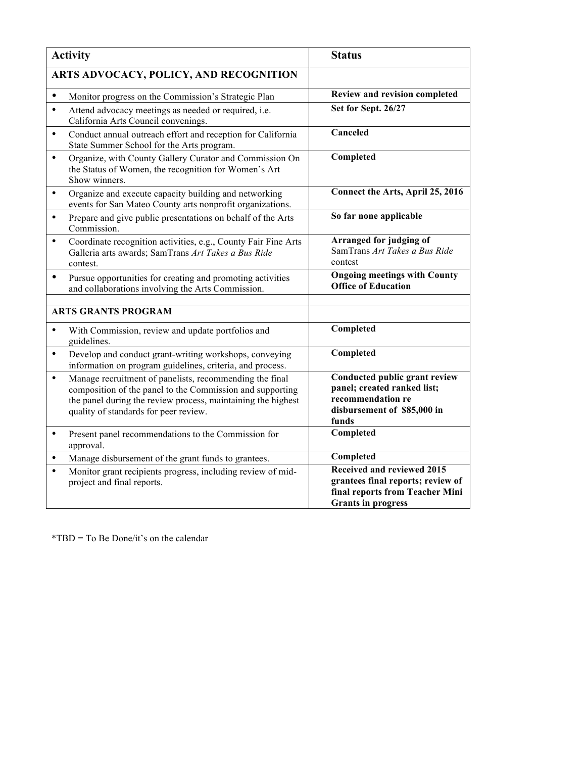| Activity | Status |
| --- | --- |
| **ARTS ADVOCACY, POLICY, AND RECOGNITION** | |
| • Monitor progress on the Commission's Strategic Plan | **Review and revision completed** |
| • Attend advocacy meetings as needed or required, i.e. California Arts Council convenings. | **Set for Sept. 26/27** |
| • Conduct annual outreach effort and reception for California State Summer School for the Arts program. | **Canceled** |
| • Organize, with County Gallery Curator and Commission On the Status of Women, the recognition for Women's Art Show winners. | **Completed** |
| • Organize and execute capacity building and networking events for San Mateo County arts nonprofit organizations. | **Connect the Arts, April 25, 2016** |
| • Prepare and give public presentations on behalf of the Arts Commission. | **So far none applicable** |
| • Coordinate recognition activities, e.g., County Fair Fine Arts Galleria arts awards; SamTrans *Art Takes a Bus Ride* contest. | **Arranged for judging of** SamTrans *Art Takes a Bus Ride* contest |
| • Pursue opportunities for creating and promoting activities and collaborations involving the Arts Commission. | **Ongoing meetings with County Office of Education** |
| | |
| **ARTS GRANTS PROGRAM** | |
| • With Commission, review and update portfolios and guidelines. | **Completed** |
| • Develop and conduct grant-writing workshops, conveying information on program guidelines, criteria, and process. | **Completed** |
| • Manage recruitment of panelists, recommending the final composition of the panel to the Commission and supporting the panel during the review process, maintaining the highest quality of standards for peer review. | **Conducted public grant review panel; created ranked list; recommendation re disbursement of $85,000 in funds** |
| • Present panel recommendations to the Commission for approval. | **Completed** |
| • Manage disbursement of the grant funds to grantees. | **Completed** |
| • Monitor grant recipients progress, including review of mid-project and final reports. | **Received and reviewed 2015 grantees final reports; review of final reports from Teacher Mini Grants in progress** |

*TBD = To Be Done/it's on the calendar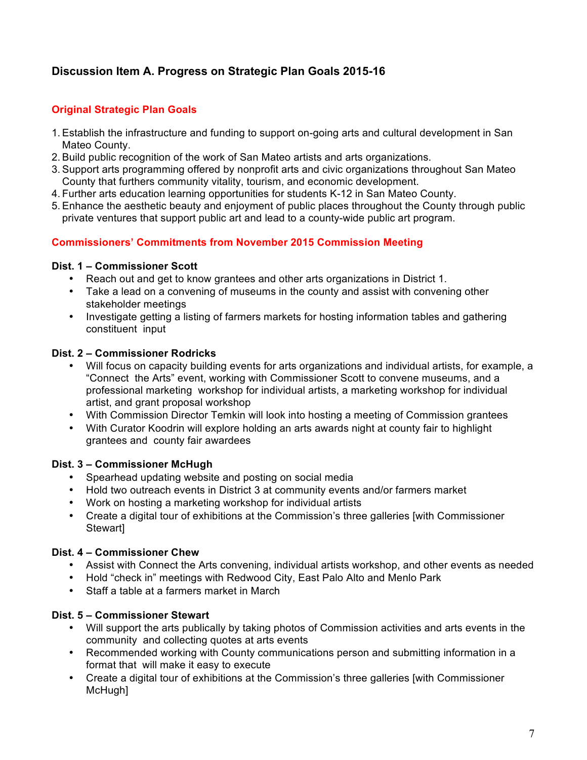## Discussion Item A. Progress on Strategic Plan Goals 2015-16

### Original Strategic Plan Goals

1. Establish the infrastructure and funding to support on-going arts and cultural development in San Mateo County.
2. Build public recognition of the work of San Mateo artists and arts organizations.
3. Support arts programming offered by nonprofit arts and civic organizations throughout San Mateo County that furthers community vitality, tourism, and economic development.
4. Further arts education learning opportunities for students K-12 in San Mateo County.
5. Enhance the aesthetic beauty and enjoyment of public places throughout the County through public private ventures that support public art and lead to a county-wide public art program.

### Commissioners' Commitments from November 2015 Commission Meeting

**Dist. 1 – Commissioner Scott**

- Reach out and get to know grantees and other arts organizations in District 1.
- Take a lead on a convening of museums in the county and assist with convening other stakeholder meetings
- Investigate getting a listing of farmers markets for hosting information tables and gathering constituent input

**Dist. 2 – Commissioner Rodricks**

- Will focus on capacity building events for arts organizations and individual artists, for example, a "Connect the Arts" event, working with Commissioner Scott to convene museums, and a professional marketing workshop for individual artists, a marketing workshop for individual artist, and grant proposal workshop
- With Commission Director Temkin will look into hosting a meeting of Commission grantees
- With Curator Koodrin will explore holding an arts awards night at county fair to highlight grantees and county fair awardees

**Dist. 3 – Commissioner McHugh**

- Spearhead updating website and posting on social media
- Hold two outreach events in District 3 at community events and/or farmers market
- Work on hosting a marketing workshop for individual artists
- Create a digital tour of exhibitions at the Commission's three galleries [with Commissioner Stewart]

**Dist. 4 – Commissioner Chew**

- Assist with Connect the Arts convening, individual artists workshop, and other events as needed
- Hold "check in" meetings with Redwood City, East Palo Alto and Menlo Park
- Staff a table at a farmers market in March

**Dist. 5 – Commissioner Stewart**

- Will support the arts publically by taking photos of Commission activities and arts events in the community and collecting quotes at arts events
- Recommended working with County communications person and submitting information in a format that will make it easy to execute
- Create a digital tour of exhibitions at the Commission's three galleries [with Commissioner McHugh]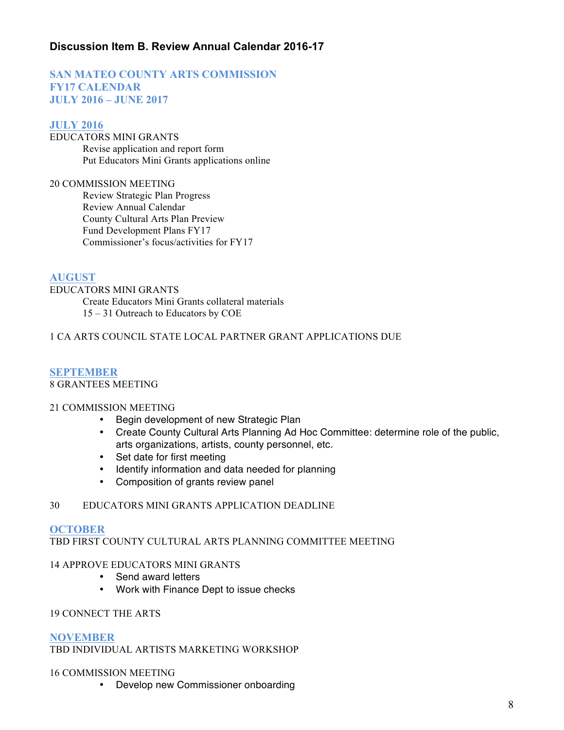### Discussion Item B. Review Annual Calendar 2016-17

**SAN MATEO COUNTY ARTS COMMISSION**
**FY17 CALENDAR**
**JULY 2016 – JUNE 2017**

**JULY 2016**

EDUCATORS MINI GRANTS

- Revise application and report form
- Put Educators Mini Grants applications online

20 COMMISSION MEETING

- Review Strategic Plan Progress
- Review Annual Calendar
- County Cultural Arts Plan Preview
- Fund Development Plans FY17
- Commissioner's focus/activities for FY17

**AUGUST**

EDUCATORS MINI GRANTS

- Create Educators Mini Grants collateral materials
- 15 – 31 Outreach to Educators by COE

1 CA ARTS COUNCIL STATE LOCAL PARTNER GRANT APPLICATIONS DUE

**SEPTEMBER**

8 GRANTEES MEETING

21 COMMISSION MEETING

- Begin development of new Strategic Plan
- Create County Cultural Arts Planning Ad Hoc Committee: determine role of the public, arts organizations, artists, county personnel, etc.
- Set date for first meeting
- Identify information and data needed for planning
- Composition of grants review panel

30 EDUCATORS MINI GRANTS APPLICATION DEADLINE

**OCTOBER**

TBD FIRST COUNTY CULTURAL ARTS PLANNING COMMITTEE MEETING

14 APPROVE EDUCATORS MINI GRANTS

- Send award letters
- Work with Finance Dept to issue checks

19 CONNECT THE ARTS

**NOVEMBER**

TBD INDIVIDUAL ARTISTS MARKETING WORKSHOP

16 COMMISSION MEETING

- Develop new Commissioner onboarding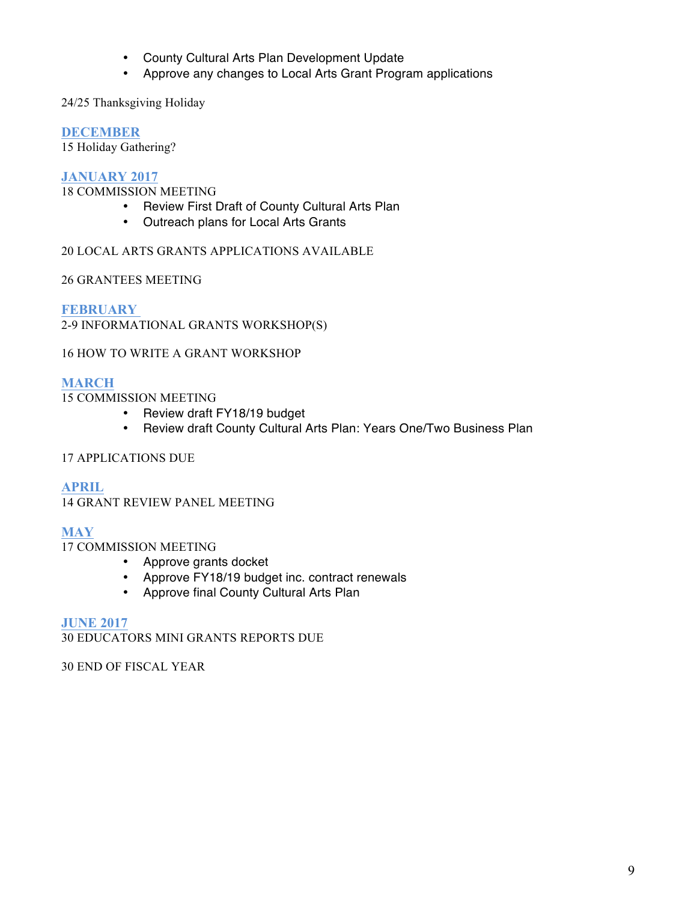- County Cultural Arts Plan Development Update
- Approve any changes to Local Arts Grant Program applications

24/25 Thanksgiving Holiday

## DECEMBER

15 Holiday Gathering?

## JANUARY 2017

18 COMMISSION MEETING

- Review First Draft of County Cultural Arts Plan
- Outreach plans for Local Arts Grants

20 LOCAL ARTS GRANTS APPLICATIONS AVAILABLE

26 GRANTEES MEETING

## FEBRUARY

2-9 INFORMATIONAL GRANTS WORKSHOP(S)

16 HOW TO WRITE A GRANT WORKSHOP

## MARCH

15 COMMISSION MEETING

- Review draft FY18/19 budget
- Review draft County Cultural Arts Plan: Years One/Two Business Plan

17 APPLICATIONS DUE

## APRIL

14 GRANT REVIEW PANEL MEETING

## MAY

17 COMMISSION MEETING

- Approve grants docket
- Approve FY18/19 budget inc. contract renewals
- Approve final County Cultural Arts Plan

## JUNE 2017

30 EDUCATORS MINI GRANTS REPORTS DUE

30 END OF FISCAL YEAR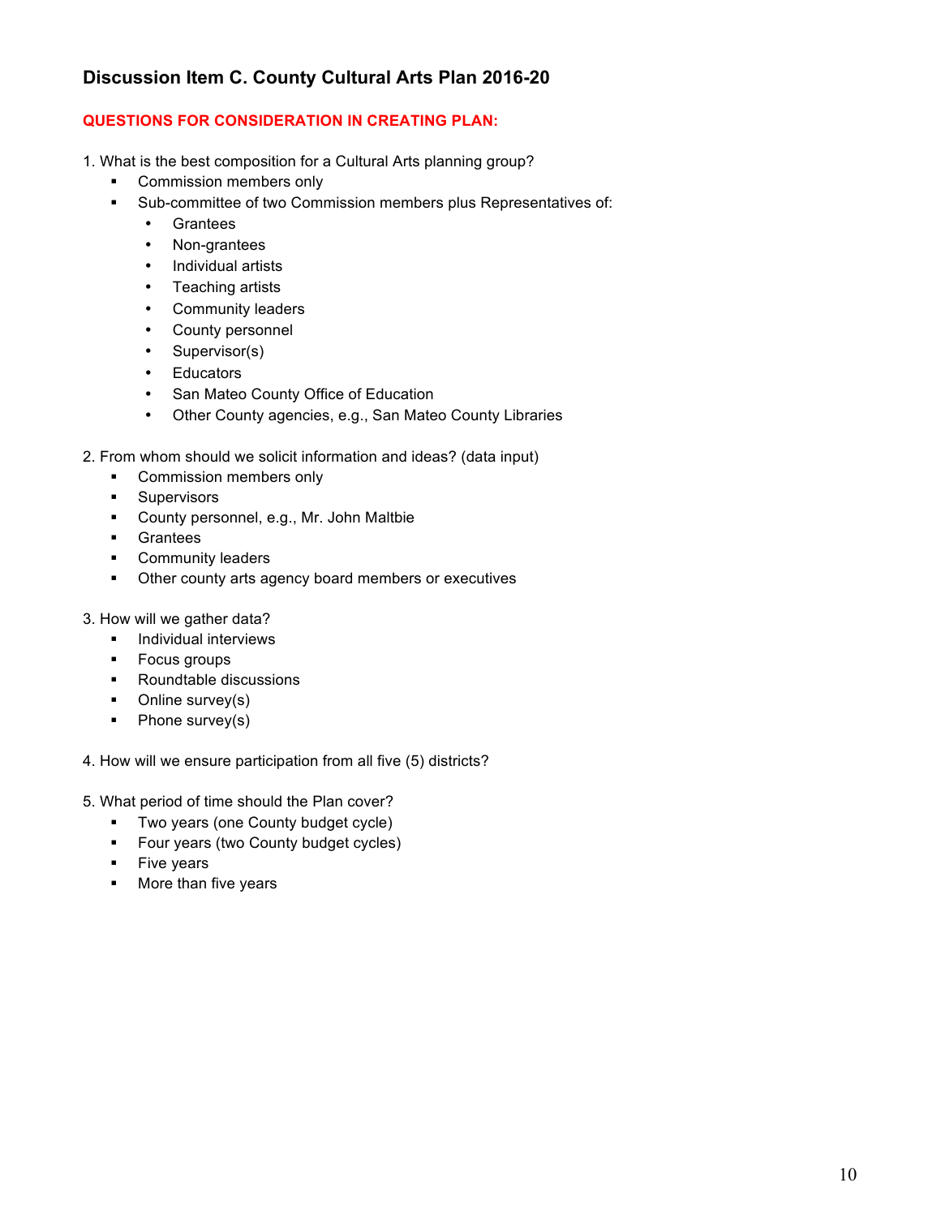## Discussion Item C. County Cultural Arts Plan 2016-20

**QUESTIONS FOR CONSIDERATION IN CREATING PLAN:**

1. What is the best composition for a Cultural Arts planning group?
   - Commission members only
   - Sub-committee of two Commission members plus Representatives of:
     - Grantees
     - Non-grantees
     - Individual artists
     - Teaching artists
     - Community leaders
     - County personnel
     - Supervisor(s)
     - Educators
     - San Mateo County Office of Education
     - Other County agencies, e.g., San Mateo County Libraries

2. From whom should we solicit information and ideas? (data input)
   - Commission members only
   - Supervisors
   - County personnel, e.g., Mr. John Maltbie
   - Grantees
   - Community leaders
   - Other county arts agency board members or executives

3. How will we gather data?
   - Individual interviews
   - Focus groups
   - Roundtable discussions
   - Online survey(s)
   - Phone survey(s)

4. How will we ensure participation from all five (5) districts?

5. What period of time should the Plan cover?
   - Two years (one County budget cycle)
   - Four years (two County budget cycles)
   - Five years
   - More than five years